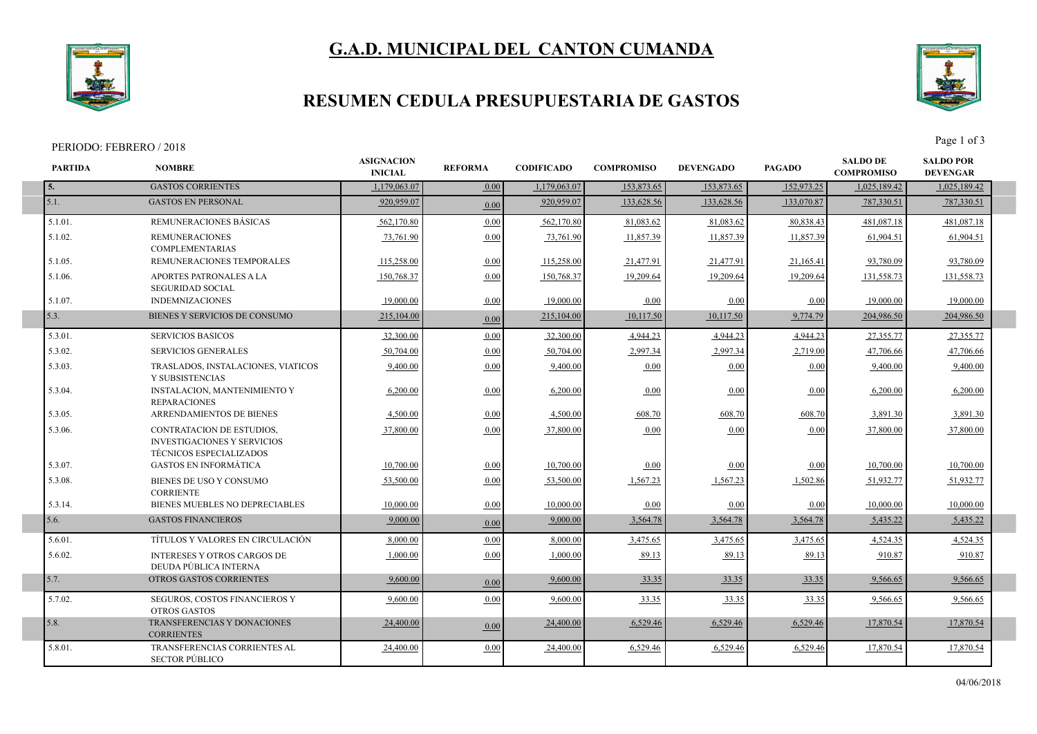# G.A.D. MUNICIPAL DEL CANTON CUMANDA

## RESUMEN CEDULA PRESUPUESTARIA DE GASTOS

PERIODO: FEBRERO / 2018

| PARTIDA | NOMBRE | ASIGNACION INICIAL | REFORMA | CODIFICADO | COMPROMISO | DEVENGADO | PAGADO | SALDO DE COMPROMISO | SALDO POR DEVENGAR |
|---|---|---|---|---|---|---|---|---|---|
| 5. | GASTOS CORRIENTES | 1,179,063.07 | 0.00 | 1,179,063.07 | 153,873.65 | 153,873.65 | 152,973.25 | 1,025,189.42 | 1,025,189.42 |
| 5.1. | GASTOS EN PERSONAL | 920,959.07 | 0.00 | 920,959.07 | 133,628.56 | 133,628.56 | 133,070.87 | 787,330.51 | 787,330.51 |
| 5.1.01. | REMUNERACIONES BÁSICAS | 562,170.80 | 0.00 | 562,170.80 | 81,083.62 | 81,083.62 | 80,838.43 | 481,087.18 | 481,087.18 |
| 5.1.02. | REMUNERACIONES COMPLEMENTARIAS | 73,761.90 | 0.00 | 73,761.90 | 11,857.39 | 11,857.39 | 11,857.39 | 61,904.51 | 61,904.51 |
| 5.1.05. | REMUNERACIONES TEMPORALES | 115,258.00 | 0.00 | 115,258.00 | 21,477.91 | 21,477.91 | 21,165.41 | 93,780.09 | 93,780.09 |
| 5.1.06. | APORTES PATRONALES A LA SEGURIDAD SOCIAL | 150,768.37 | 0.00 | 150,768.37 | 19,209.64 | 19,209.64 | 19,209.64 | 131,558.73 | 131,558.73 |
| 5.1.07. | INDEMNIZACIONES | 19,000.00 | 0.00 | 19,000.00 | 0.00 | 0.00 | 0.00 | 19,000.00 | 19,000.00 |
| 5.3. | BIENES Y SERVICIOS DE CONSUMO | 215,104.00 | 0.00 | 215,104.00 | 10,117.50 | 10,117.50 | 9,774.79 | 204,986.50 | 204,986.50 |
| 5.3.01. | SERVICIOS BASICOS | 32,300.00 | 0.00 | 32,300.00 | 4,944.23 | 4,944.23 | 4,944.23 | 27,355.77 | 27,355.77 |
| 5.3.02. | SERVICIOS GENERALES | 50,704.00 | 0.00 | 50,704.00 | 2,997.34 | 2,997.34 | 2,719.00 | 47,706.66 | 47,706.66 |
| 5.3.03. | TRASLADOS, INSTALACIONES, VIATICOS Y SUBSISTENCIAS | 9,400.00 | 0.00 | 9,400.00 | 0.00 | 0.00 | 0.00 | 9,400.00 | 9,400.00 |
| 5.3.04. | INSTALACION, MANTENIMIENTO Y REPARACIONES | 6,200.00 | 0.00 | 6,200.00 | 0.00 | 0.00 | 0.00 | 6,200.00 | 6,200.00 |
| 5.3.05. | ARRENDAMIENTOS DE BIENES | 4,500.00 | 0.00 | 4,500.00 | 608.70 | 608.70 | 608.70 | 3,891.30 | 3,891.30 |
| 5.3.06. | CONTRATACION DE ESTUDIOS, INVESTIGACIONES Y SERVICIOS TÉCNICOS ESPECIALIZADOS | 37,800.00 | 0.00 | 37,800.00 | 0.00 | 0.00 | 0.00 | 37,800.00 | 37,800.00 |
| 5.3.07. | GASTOS EN INFORMÁTICA | 10,700.00 | 0.00 | 10,700.00 | 0.00 | 0.00 | 0.00 | 10,700.00 | 10,700.00 |
| 5.3.08. | BIENES DE USO Y CONSUMO CORRIENTE | 53,500.00 | 0.00 | 53,500.00 | 1,567.23 | 1,567.23 | 1,502.86 | 51,932.77 | 51,932.77 |
| 5.3.14. | BIENES MUEBLES NO DEPRECIABLES | 10,000.00 | 0.00 | 10,000.00 | 0.00 | 0.00 | 0.00 | 10,000.00 | 10,000.00 |
| 5.6. | GASTOS FINANCIEROS | 9,000.00 | 0.00 | 9,000.00 | 3,564.78 | 3,564.78 | 3,564.78 | 5,435.22 | 5,435.22 |
| 5.6.01. | TÍTULOS Y VALORES EN CIRCULACIÓN | 8,000.00 | 0.00 | 8,000.00 | 3,475.65 | 3,475.65 | 3,475.65 | 4,524.35 | 4,524.35 |
| 5.6.02. | INTERESES Y OTROS CARGOS DE DEUDA PÚBLICA INTERNA | 1,000.00 | 0.00 | 1,000.00 | 89.13 | 89.13 | 89.13 | 910.87 | 910.87 |
| 5.7. | OTROS GASTOS CORRIENTES | 9,600.00 | 0.00 | 9,600.00 | 33.35 | 33.35 | 33.35 | 9,566.65 | 9,566.65 |
| 5.7.02. | SEGUROS, COSTOS FINANCIEROS Y OTROS GASTOS | 9,600.00 | 0.00 | 9,600.00 | 33.35 | 33.35 | 33.35 | 9,566.65 | 9,566.65 |
| 5.8. | TRANSFERENCIAS Y DONACIONES CORRIENTES | 24,400.00 | 0.00 | 24,400.00 | 6,529.46 | 6,529.46 | 6,529.46 | 17,870.54 | 17,870.54 |
| 5.8.01. | TRANSFERENCIAS CORRIENTES AL SECTOR PÚBLICO | 24,400.00 | 0.00 | 24,400.00 | 6,529.46 | 6,529.46 | 6,529.46 | 17,870.54 | 17,870.54 |

04/06/2018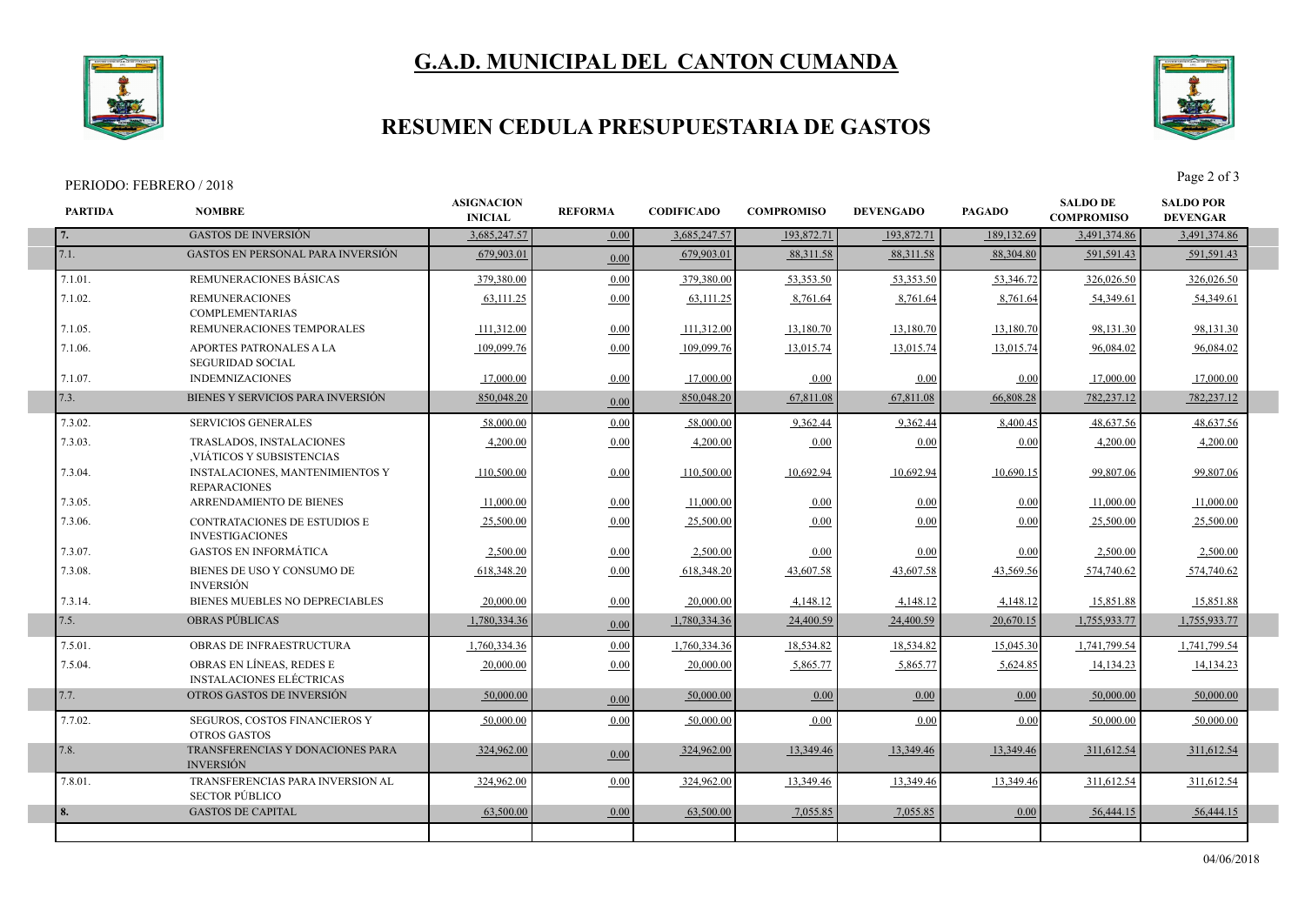# G.A.D. MUNICIPAL DEL CANTON CUMANDA

## RESUMEN CEDULA PRESUPUESTARIA DE GASTOS

PERIODO: FEBRERO / 2018

| PARTIDA | NOMBRE | ASIGNACION INICIAL | REFORMA | CODIFICADO | COMPROMISO | DEVENGADO | PAGADO | SALDO DE COMPROMISO | SALDO POR DEVENGAR |
|---|---|---|---|---|---|---|---|---|---|
| 7. | GASTOS DE INVERSIÓN | 3,685,247.57 | 0.00 | 3,685,247.57 | 193,872.71 | 193,872.71 | 189,132.69 | 3,491,374.86 | 3,491,374.86 |
| 7.1. | GASTOS EN PERSONAL PARA INVERSIÓN | 679,903.01 | 0.00 | 679,903.01 | 88,311.58 | 88,311.58 | 88,304.80 | 591,591.43 | 591,591.43 |
| 7.1.01. | REMUNERACIONES BÁSICAS | 379,380.00 | 0.00 | 379,380.00 | 53,353.50 | 53,353.50 | 53,346.72 | 326,026.50 | 326,026.50 |
| 7.1.02. | REMUNERACIONES COMPLEMENTARIAS | 63,111.25 | 0.00 | 63,111.25 | 8,761.64 | 8,761.64 | 8,761.64 | 54,349.61 | 54,349.61 |
| 7.1.05. | REMUNERACIONES TEMPORALES | 111,312.00 | 0.00 | 111,312.00 | 13,180.70 | 13,180.70 | 13,180.70 | 98,131.30 | 98,131.30 |
| 7.1.06. | APORTES PATRONALES A LA SEGURIDAD SOCIAL | 109,099.76 | 0.00 | 109,099.76 | 13,015.74 | 13,015.74 | 13,015.74 | 96,084.02 | 96,084.02 |
| 7.1.07. | INDEMNIZACIONES | 17,000.00 | 0.00 | 17,000.00 | 0.00 | 0.00 | 0.00 | 17,000.00 | 17,000.00 |
| 7.3. | BIENES Y SERVICIOS PARA INVERSIÓN | 850,048.20 | 0.00 | 850,048.20 | 67,811.08 | 67,811.08 | 66,808.28 | 782,237.12 | 782,237.12 |
| 7.3.02. | SERVICIOS GENERALES | 58,000.00 | 0.00 | 58,000.00 | 9,362.44 | 9,362.44 | 8,400.45 | 48,637.56 | 48,637.56 |
| 7.3.03. | TRASLADOS, INSTALACIONES ,VIÁTICOS Y SUBSISTENCIAS | 4,200.00 | 0.00 | 4,200.00 | 0.00 | 0.00 | 0.00 | 4,200.00 | 4,200.00 |
| 7.3.04. | INSTALACIONES, MANTENIMIENTOS Y REPARACIONES | 110,500.00 | 0.00 | 110,500.00 | 10,692.94 | 10,692.94 | 10,690.15 | 99,807.06 | 99,807.06 |
| 7.3.05. | ARRENDAMIENTO DE BIENES | 11,000.00 | 0.00 | 11,000.00 | 0.00 | 0.00 | 0.00 | 11,000.00 | 11,000.00 |
| 7.3.06. | CONTRATACIONES DE ESTUDIOS E INVESTIGACIONES | 25,500.00 | 0.00 | 25,500.00 | 0.00 | 0.00 | 0.00 | 25,500.00 | 25,500.00 |
| 7.3.07. | GASTOS EN INFORMÁTICA | 2,500.00 | 0.00 | 2,500.00 | 0.00 | 0.00 | 0.00 | 2,500.00 | 2,500.00 |
| 7.3.08. | BIENES DE USO Y CONSUMO DE INVERSIÓN | 618,348.20 | 0.00 | 618,348.20 | 43,607.58 | 43,607.58 | 43,569.56 | 574,740.62 | 574,740.62 |
| 7.3.14. | BIENES MUEBLES NO DEPRECIABLES | 20,000.00 | 0.00 | 20,000.00 | 4,148.12 | 4,148.12 | 4,148.12 | 15,851.88 | 15,851.88 |
| 7.5. | OBRAS PÚBLICAS | 1,780,334.36 | 0.00 | 1,780,334.36 | 24,400.59 | 24,400.59 | 20,670.15 | 1,755,933.77 | 1,755,933.77 |
| 7.5.01. | OBRAS DE INFRAESTRUCTURA | 1,760,334.36 | 0.00 | 1,760,334.36 | 18,534.82 | 18,534.82 | 15,045.30 | 1,741,799.54 | 1,741,799.54 |
| 7.5.04. | OBRAS EN LÍNEAS, REDES E INSTALACIONES ELÉCTRICAS | 20,000.00 | 0.00 | 20,000.00 | 5,865.77 | 5,865.77 | 5,624.85 | 14,134.23 | 14,134.23 |
| 7.7. | OTROS GASTOS DE INVERSIÓN | 50,000.00 | 0.00 | 50,000.00 | 0.00 | 0.00 | 0.00 | 50,000.00 | 50,000.00 |
| 7.7.02. | SEGUROS, COSTOS FINANCIEROS Y OTROS GASTOS | 50,000.00 | 0.00 | 50,000.00 | 0.00 | 0.00 | 0.00 | 50,000.00 | 50,000.00 |
| 7.8. | TRANSFERENCIAS Y DONACIONES PARA INVERSIÓN | 324,962.00 | 0.00 | 324,962.00 | 13,349.46 | 13,349.46 | 13,349.46 | 311,612.54 | 311,612.54 |
| 7.8.01. | TRANSFERENCIAS PARA INVERSION AL SECTOR PÚBLICO | 324,962.00 | 0.00 | 324,962.00 | 13,349.46 | 13,349.46 | 13,349.46 | 311,612.54 | 311,612.54 |
| 8. | GASTOS DE CAPITAL | 63,500.00 | 0.00 | 63,500.00 | 7,055.85 | 7,055.85 | 0.00 | 56,444.15 | 56,444.15 |

04/06/2018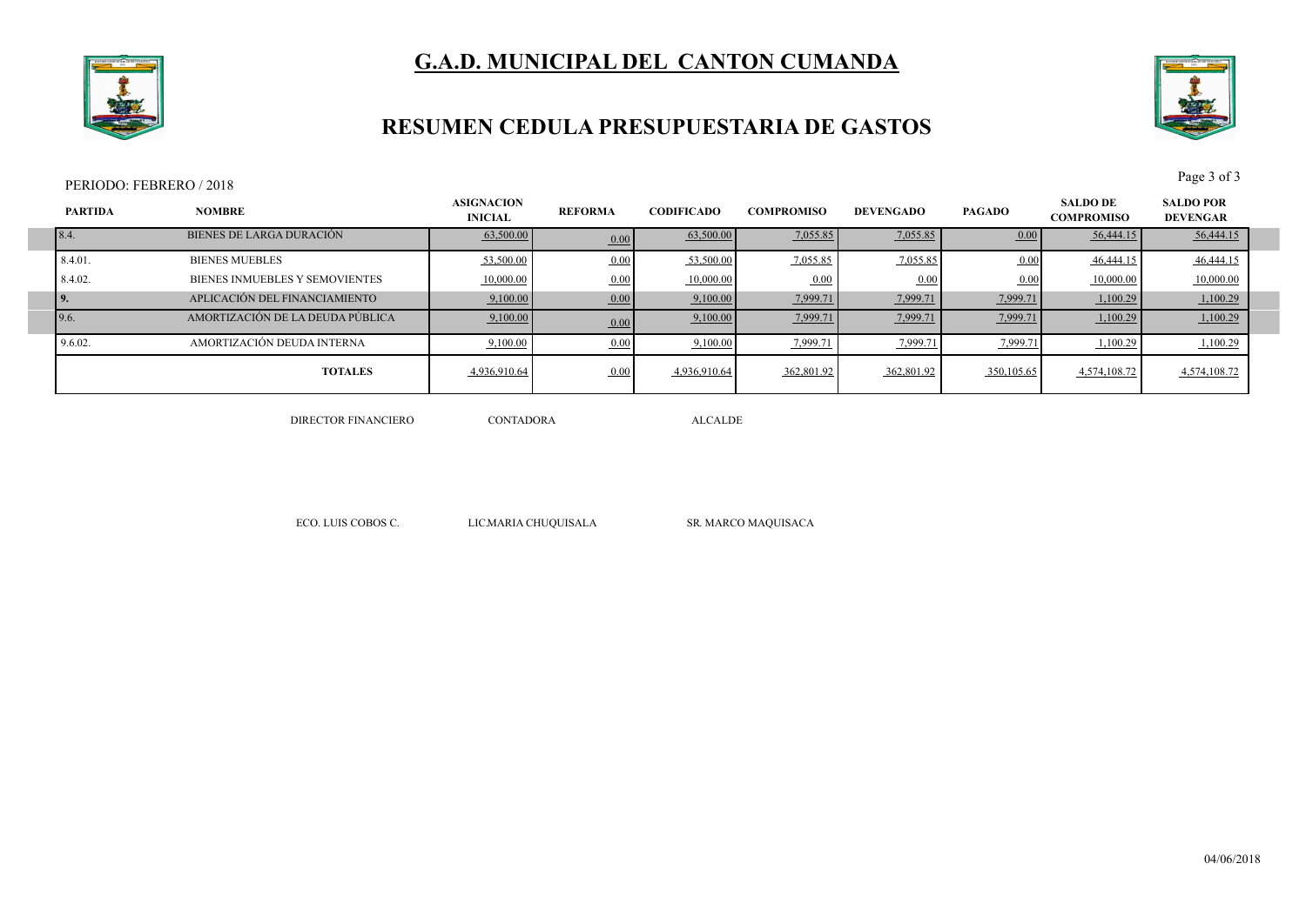# G.A.D. MUNICIPAL DEL CANTON CUMANDA

## RESUMEN CEDULA PRESUPUESTARIA DE GASTOS

PERIODO: FEBRERO / 2018

| PARTIDA | NOMBRE | ASIGNACION INICIAL | REFORMA | CODIFICADO | COMPROMISO | DEVENGADO | PAGADO | SALDO DE COMPROMISO | SALDO POR DEVENGAR |
|---|---|---|---|---|---|---|---|---|---|
| 8.4. | BIENES DE LARGA DURACIÓN | 63,500.00 | 0.00 | 63,500.00 | 7,055.85 | 7,055.85 | 0.00 | 56,444.15 | 56,444.15 |
| 8.4.01. | BIENES MUEBLES | 53,500.00 | 0.00 | 53,500.00 | 7,055.85 | 7,055.85 | 0.00 | 46,444.15 | 46,444.15 |
| 8.4.02. | BIENES INMUEBLES Y SEMOVIENTES | 10,000.00 | 0.00 | 10,000.00 | 0.00 | 0.00 | 0.00 | 10,000.00 | 10,000.00 |
| 9. | APLICACIÓN DEL FINANCIAMIENTO | 9,100.00 | 0.00 | 9,100.00 | 7,999.71 | 7,999.71 | 7,999.71 | 1,100.29 | 1,100.29 |
| 9.6. | AMORTIZACIÓN DE LA DEUDA PÚBLICA | 9,100.00 | 0.00 | 9,100.00 | 7,999.71 | 7,999.71 | 7,999.71 | 1,100.29 | 1,100.29 |
| 9.6.02. | AMORTIZACIÓN DEUDA INTERNA | 9,100.00 | 0.00 | 9,100.00 | 7,999.71 | 7,999.71 | 7,999.71 | 1,100.29 | 1,100.29 |
| | **TOTALES** | 4,936,910.64 | 0.00 | 4,936,910.64 | 362,801.92 | 362,801.92 | 350,105.65 | 4,574,108.72 | 4,574,108.72 |

| DIRECTOR FINANCIERO | CONTADORA | ALCALDE |
|---|---|---|
| ECO. LUIS COBOS C. | LIC.MARIA CHUQUISALA | SR. MARCO MAQUISACA |

04/06/2018